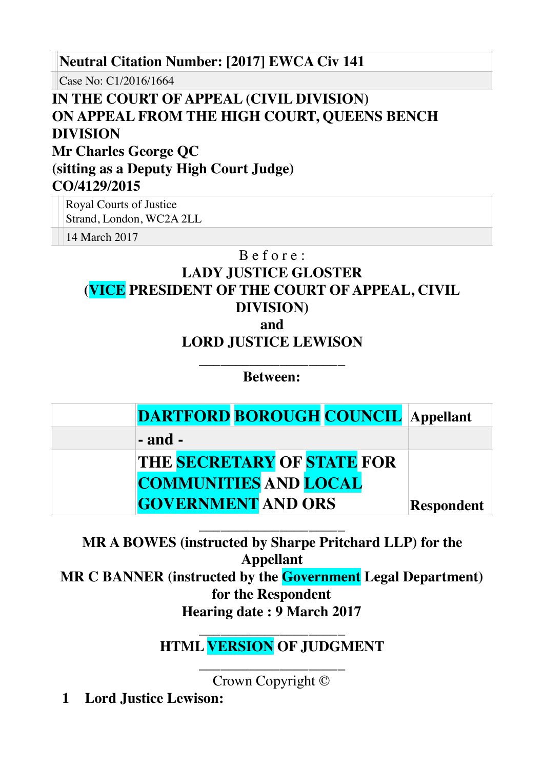**Neutral Citation Number: [2017] EWCA Civ 141**

Case No: C1/2016/1664

**IN THE COURT OF APPEAL (CIVIL DIVISION)**
**ON APPEAL FROM THE HIGH COURT, QUEENS BENCH DIVISION**
**Mr Charles George QC**
**(sitting as a Deputy High Court Judge)**
**CO/4129/2015**

Royal Courts of Justice
Strand, London, WC2A 2LL

14 March 2017

Before :

**LADY JUSTICE GLOSTER**
**(VICE PRESIDENT OF THE COURT OF APPEAL, CIVIL DIVISION)**
**and**
**LORD JUSTICE LEWISON**

—————————————

**Between:**

| | | |
|---|---|---|
| | **DARTFORD BOROUGH COUNCIL** | **Appellant** |
| | **- and -** | |
| | **THE SECRETARY OF STATE FOR COMMUNITIES AND LOCAL GOVERNMENT AND ORS** | **Respondent** |

—————————————

**MR A BOWES (instructed by Sharpe Pritchard LLP) for the Appellant**
**MR C BANNER (instructed by the Government Legal Department) for the Respondent**
**Hearing date : 9 March 2017**

—————————————

**HTML VERSION OF JUDGMENT**

—————————————

Crown Copyright ©

**1 Lord Justice Lewison:**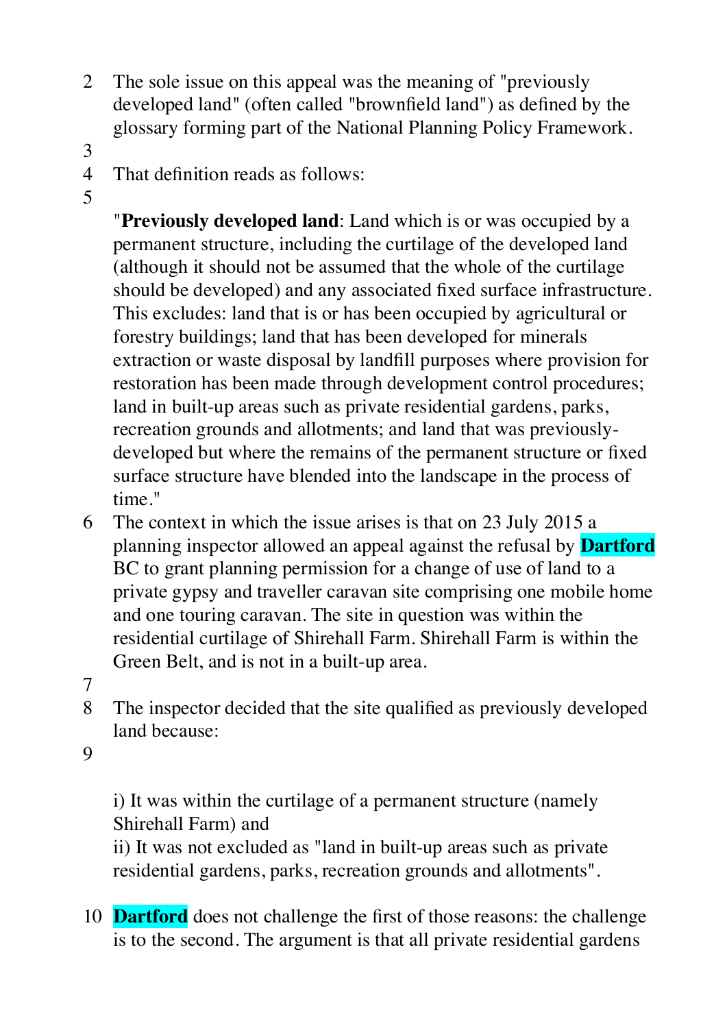2 The sole issue on this appeal was the meaning of "previously developed land" (often called "brownfield land") as defined by the glossary forming part of the National Planning Policy Framework.

3

4 That definition reads as follows:

5

"**Previously developed land**: Land which is or was occupied by a permanent structure, including the curtilage of the developed land (although it should not be assumed that the whole of the curtilage should be developed) and any associated fixed surface infrastructure. This excludes: land that is or has been occupied by agricultural or forestry buildings; land that has been developed for minerals extraction or waste disposal by landfill purposes where provision for restoration has been made through development control procedures; land in built-up areas such as private residential gardens, parks, recreation grounds and allotments; and land that was previously-developed but where the remains of the permanent structure or fixed surface structure have blended into the landscape in the process of time."

6 The context in which the issue arises is that on 23 July 2015 a planning inspector allowed an appeal against the refusal by **Dartford** BC to grant planning permission for a change of use of land to a private gypsy and traveller caravan site comprising one mobile home and one touring caravan. The site in question was within the residential curtilage of Shirehall Farm. Shirehall Farm is within the Green Belt, and is not in a built-up area.

7

8 The inspector decided that the site qualified as previously developed land because:

9

i) It was within the curtilage of a permanent structure (namely Shirehall Farm) and
ii) It was not excluded as "land in built-up areas such as private residential gardens, parks, recreation grounds and allotments".

10 **Dartford** does not challenge the first of those reasons: the challenge is to the second. The argument is that all private residential gardens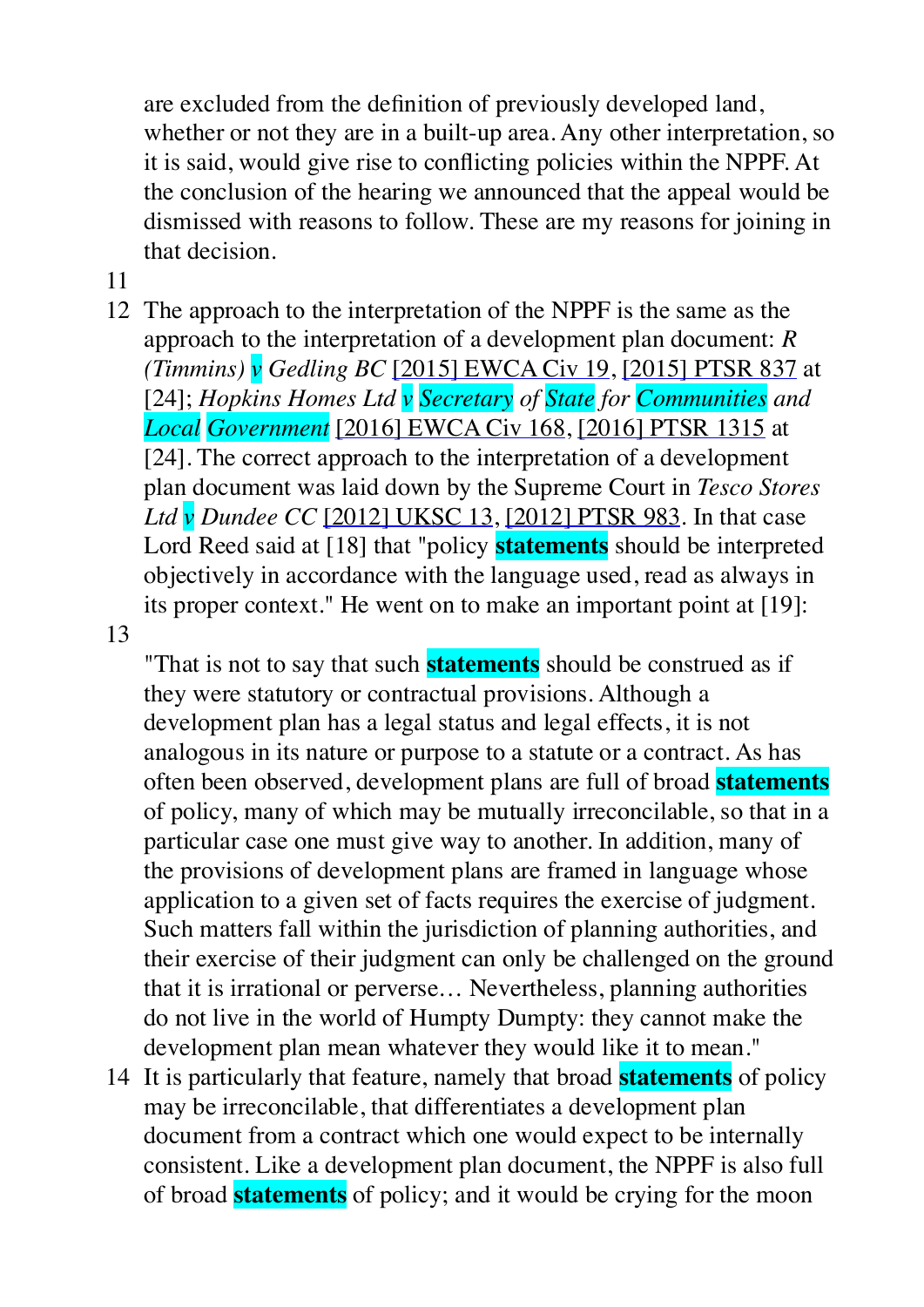are excluded from the definition of previously developed land, whether or not they are in a built-up area. Any other interpretation, so it is said, would give rise to conflicting policies within the NPPF. At the conclusion of the hearing we announced that the appeal would be dismissed with reasons to follow. These are my reasons for joining in that decision.

11

12 The approach to the interpretation of the NPPF is the same as the approach to the interpretation of a development plan document: *R (Timmins) v Gedling BC* [2015] EWCA Civ 19, [2015] PTSR 837 at [24]; *Hopkins Homes Ltd v Secretary of State for Communities and Local Government* [2016] EWCA Civ 168, [2016] PTSR 1315 at [24]. The correct approach to the interpretation of a development plan document was laid down by the Supreme Court in *Tesco Stores Ltd v Dundee CC* [2012] UKSC 13, [2012] PTSR 983. In that case Lord Reed said at [18] that "policy **statements** should be interpreted objectively in accordance with the language used, read as always in its proper context." He went on to make an important point at [19]:

13

"That is not to say that such **statements** should be construed as if they were statutory or contractual provisions. Although a development plan has a legal status and legal effects, it is not analogous in its nature or purpose to a statute or a contract. As has often been observed, development plans are full of broad **statements** of policy, many of which may be mutually irreconcilable, so that in a particular case one must give way to another. In addition, many of the provisions of development plans are framed in language whose application to a given set of facts requires the exercise of judgment. Such matters fall within the jurisdiction of planning authorities, and their exercise of their judgment can only be challenged on the ground that it is irrational or perverse… Nevertheless, planning authorities do not live in the world of Humpty Dumpty: they cannot make the development plan mean whatever they would like it to mean."

14 It is particularly that feature, namely that broad **statements** of policy may be irreconcilable, that differentiates a development plan document from a contract which one would expect to be internally consistent. Like a development plan document, the NPPF is also full of broad **statements** of policy; and it would be crying for the moon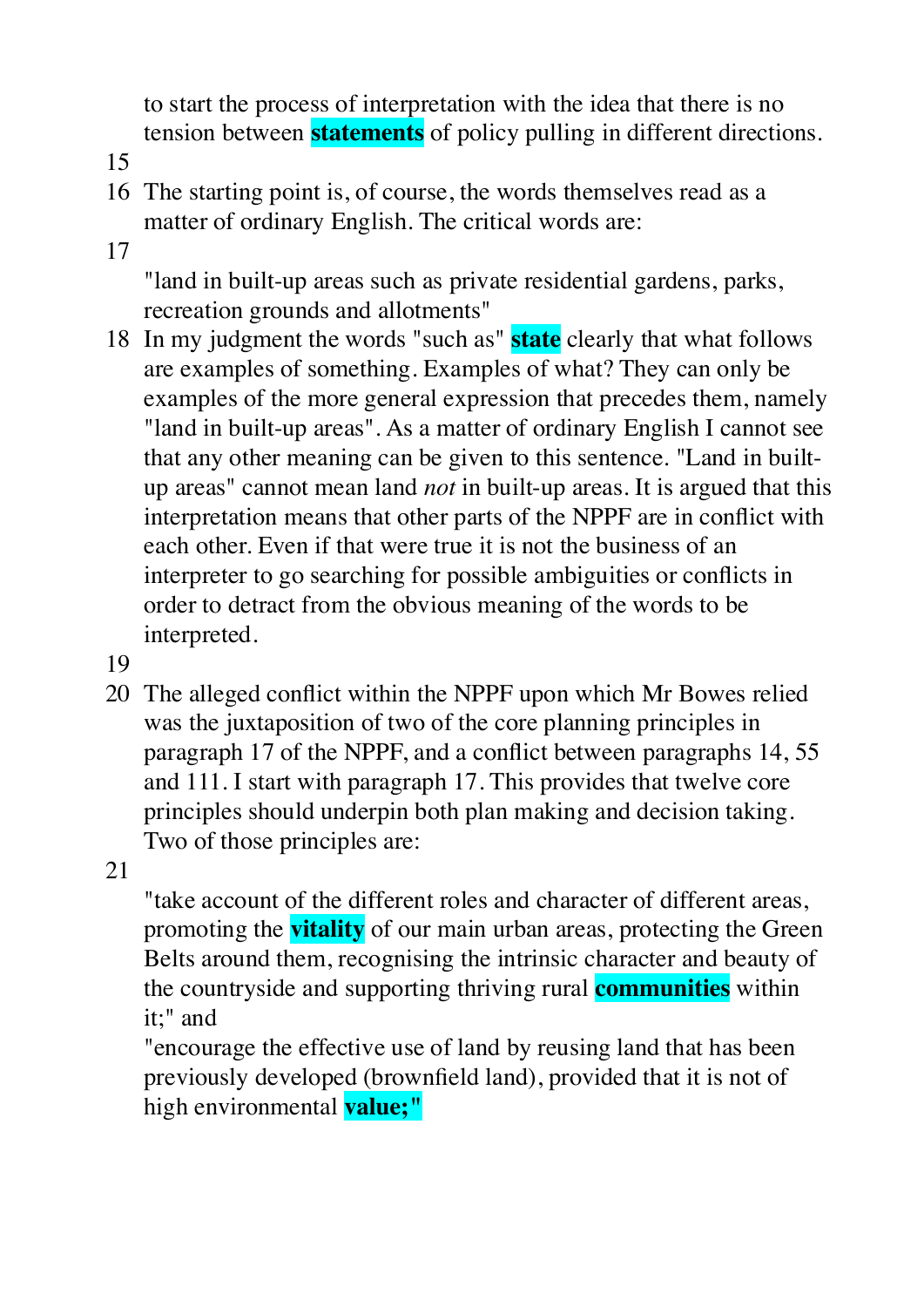to start the process of interpretation with the idea that there is no tension between **statements** of policy pulling in different directions.

15

16 The starting point is, of course, the words themselves read as a matter of ordinary English. The critical words are:

17

"land in built-up areas such as private residential gardens, parks, recreation grounds and allotments"

18 In my judgment the words "such as" **state** clearly that what follows are examples of something. Examples of what? They can only be examples of the more general expression that precedes them, namely "land in built-up areas". As a matter of ordinary English I cannot see that any other meaning can be given to this sentence. "Land in built-up areas" cannot mean land *not* in built-up areas. It is argued that this interpretation means that other parts of the NPPF are in conflict with each other. Even if that were true it is not the business of an interpreter to go searching for possible ambiguities or conflicts in order to detract from the obvious meaning of the words to be interpreted.

19

20 The alleged conflict within the NPPF upon which Mr Bowes relied was the juxtaposition of two of the core planning principles in paragraph 17 of the NPPF, and a conflict between paragraphs 14, 55 and 111. I start with paragraph 17. This provides that twelve core principles should underpin both plan making and decision taking. Two of those principles are:

21

"take account of the different roles and character of different areas, promoting the **vitality** of our main urban areas, protecting the Green Belts around them, recognising the intrinsic character and beauty of the countryside and supporting thriving rural **communities** within it;" and

"encourage the effective use of land by reusing land that has been previously developed (brownfield land), provided that it is not of high environmental **value;"**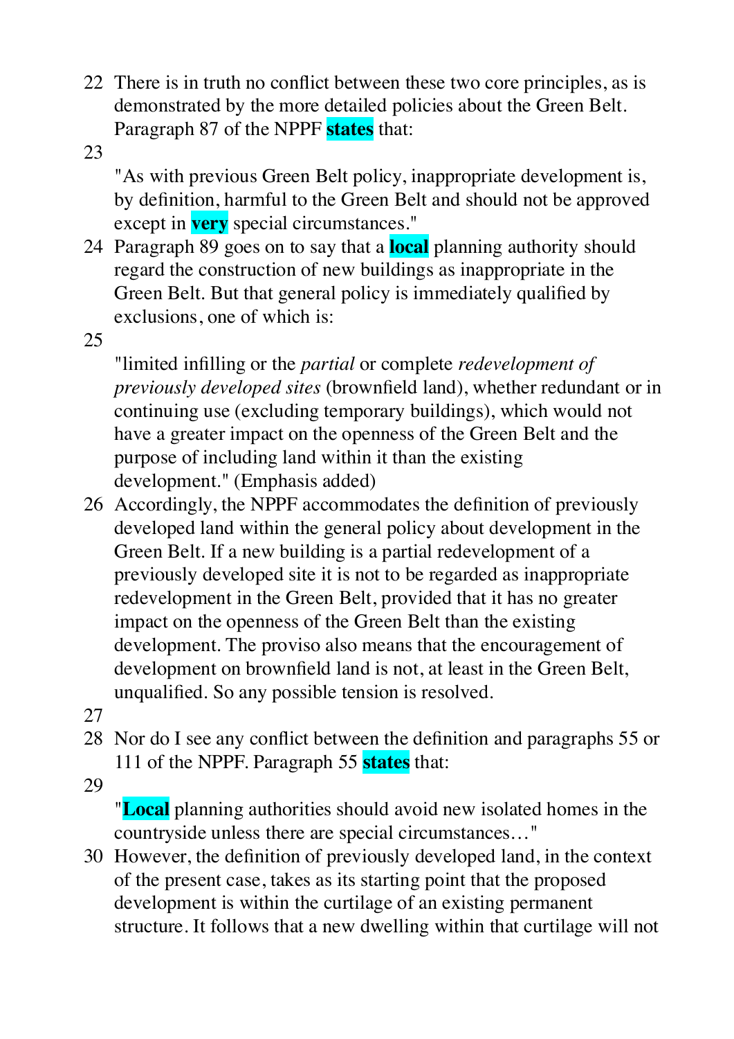22 There is in truth no conflict between these two core principles, as is demonstrated by the more detailed policies about the Green Belt. Paragraph 87 of the NPPF **states** that:

23

"As with previous Green Belt policy, inappropriate development is, by definition, harmful to the Green Belt and should not be approved except in **very** special circumstances."

24 Paragraph 89 goes on to say that a **local** planning authority should regard the construction of new buildings as inappropriate in the Green Belt. But that general policy is immediately qualified by exclusions, one of which is:

25

"limited infilling or the *partial* or complete *redevelopment of previously developed sites* (brownfield land), whether redundant or in continuing use (excluding temporary buildings), which would not have a greater impact on the openness of the Green Belt and the purpose of including land within it than the existing development." (Emphasis added)

26 Accordingly, the NPPF accommodates the definition of previously developed land within the general policy about development in the Green Belt. If a new building is a partial redevelopment of a previously developed site it is not to be regarded as inappropriate redevelopment in the Green Belt, provided that it has no greater impact on the openness of the Green Belt than the existing development. The proviso also means that the encouragement of development on brownfield land is not, at least in the Green Belt, unqualified. So any possible tension is resolved.

27

28 Nor do I see any conflict between the definition and paragraphs 55 or 111 of the NPPF. Paragraph 55 **states** that:

29

"**Local** planning authorities should avoid new isolated homes in the countryside unless there are special circumstances…"

30 However, the definition of previously developed land, in the context of the present case, takes as its starting point that the proposed development is within the curtilage of an existing permanent structure. It follows that a new dwelling within that curtilage will not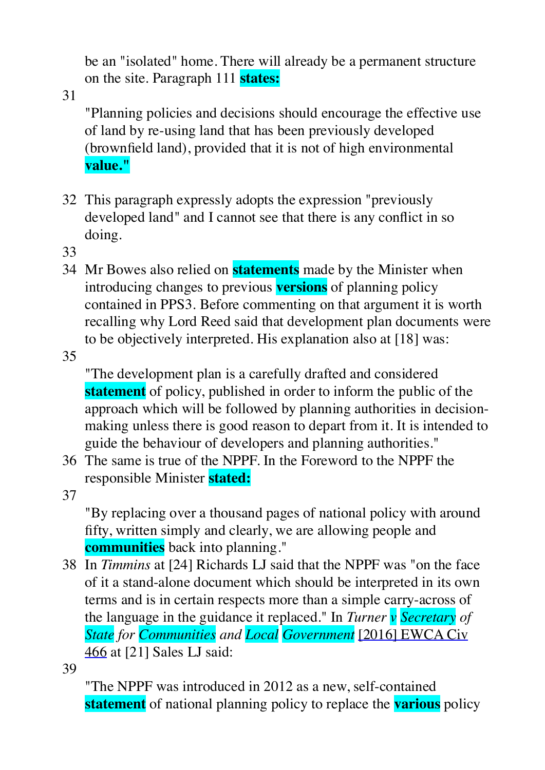be an "isolated" home. There will already be a permanent structure on the site. Paragraph 111 **states:**

31

"Planning policies and decisions should encourage the effective use of land by re-using land that has been previously developed (brownfield land), provided that it is not of high environmental **value."**

32 This paragraph expressly adopts the expression "previously developed land" and I cannot see that there is any conflict in so doing.

33

34 Mr Bowes also relied on **statements** made by the Minister when introducing changes to previous **versions** of planning policy contained in PPS3. Before commenting on that argument it is worth recalling why Lord Reed said that development plan documents were to be objectively interpreted. His explanation also at [18] was:

35

"The development plan is a carefully drafted and considered **statement** of policy, published in order to inform the public of the approach which will be followed by planning authorities in decision-making unless there is good reason to depart from it. It is intended to guide the behaviour of developers and planning authorities."

36 The same is true of the NPPF. In the Foreword to the NPPF the responsible Minister **stated:**

37

"By replacing over a thousand pages of national policy with around fifty, written simply and clearly, we are allowing people and **communities** back into planning."

38 In *Timmins* at [24] Richards LJ said that the NPPF was "on the face of it a stand-alone document which should be interpreted in its own terms and is in certain respects more than a simple carry-across of the language in the guidance it replaced." In *Turner v Secretary of State for Communities and Local Government* [2016] EWCA Civ 466 at [21] Sales LJ said:

39

"The NPPF was introduced in 2012 as a new, self-contained **statement** of national planning policy to replace the **various** policy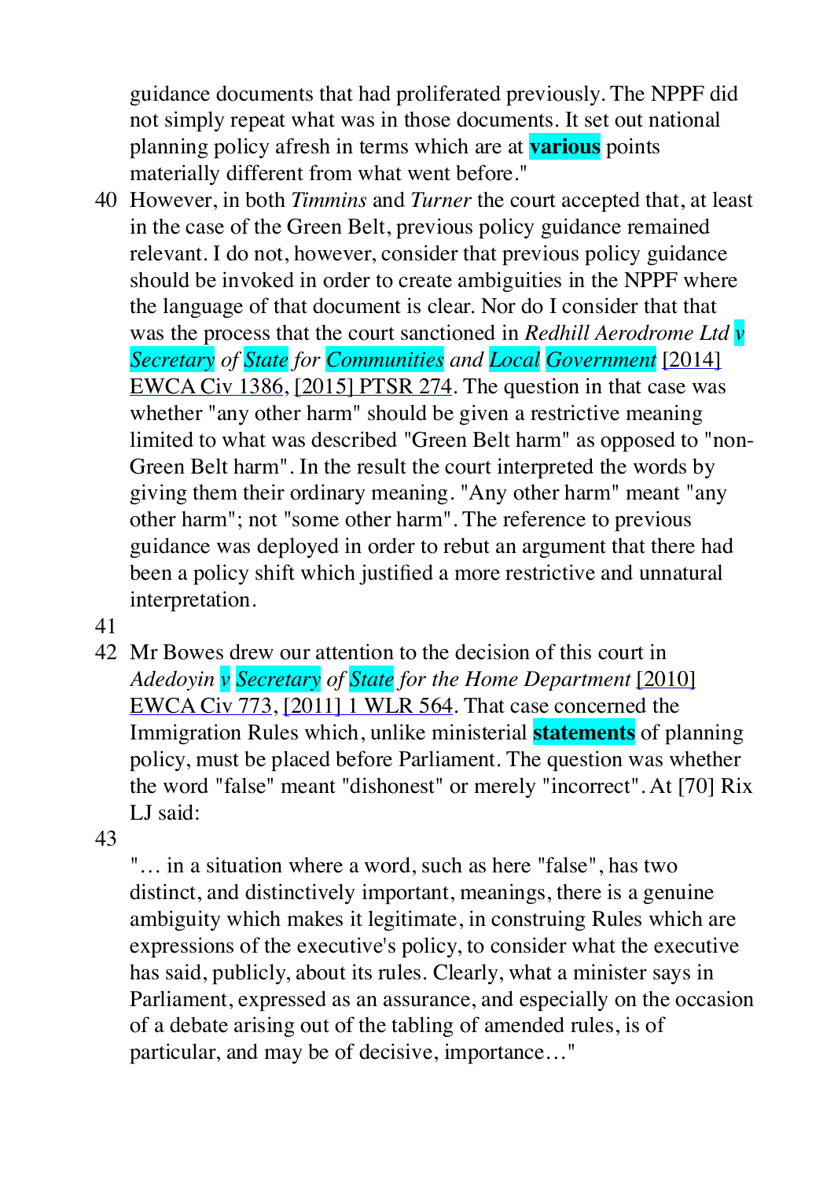guidance documents that had proliferated previously. The NPPF did not simply repeat what was in those documents. It set out national planning policy afresh in terms which are at **various** points materially different from what went before."

40 However, in both *Timmins* and *Turner* the court accepted that, at least in the case of the Green Belt, previous policy guidance remained relevant. I do not, however, consider that previous policy guidance should be invoked in order to create ambiguities in the NPPF where the language of that document is clear. Nor do I consider that that was the process that the court sanctioned in *Redhill Aerodrome Ltd v Secretary of State for Communities and Local Government* [2014] EWCA Civ 1386, [2015] PTSR 274. The question in that case was whether "any other harm" should be given a restrictive meaning limited to what was described "Green Belt harm" as opposed to "non-Green Belt harm". In the result the court interpreted the words by giving them their ordinary meaning. "Any other harm" meant "any other harm"; not "some other harm". The reference to previous guidance was deployed in order to rebut an argument that there had been a policy shift which justified a more restrictive and unnatural interpretation.

41

42 Mr Bowes drew our attention to the decision of this court in *Adedoyin v Secretary of State for the Home Department* [2010] EWCA Civ 773, [2011] 1 WLR 564. That case concerned the Immigration Rules which, unlike ministerial **statements** of planning policy, must be placed before Parliament. The question was whether the word "false" meant "dishonest" or merely "incorrect". At [70] Rix LJ said:

43

"… in a situation where a word, such as here "false", has two distinct, and distinctively important, meanings, there is a genuine ambiguity which makes it legitimate, in construing Rules which are expressions of the executive's policy, to consider what the executive has said, publicly, about its rules. Clearly, what a minister says in Parliament, expressed as an assurance, and especially on the occasion of a debate arising out of the tabling of amended rules, is of particular, and may be of decisive, importance…"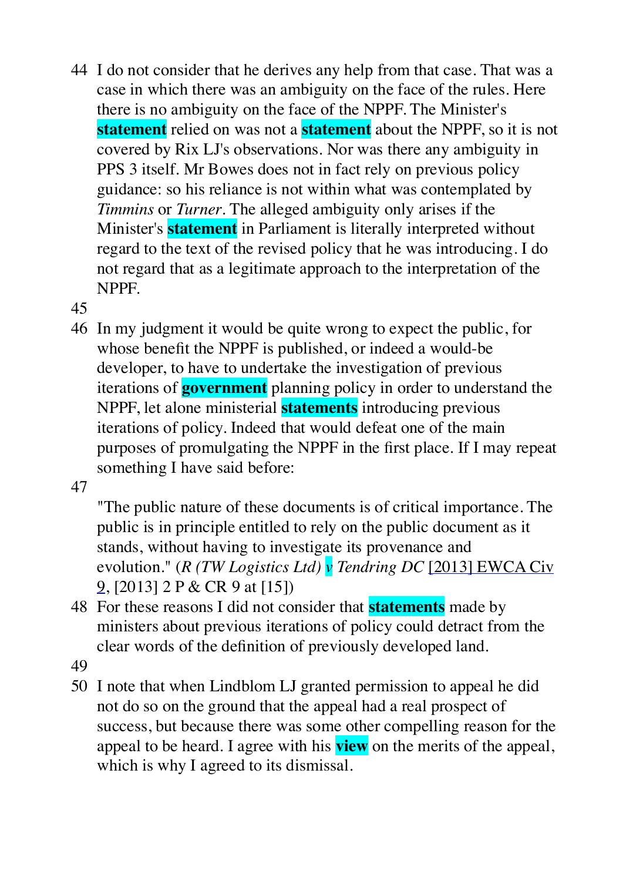44 I do not consider that he derives any help from that case. That was a case in which there was an ambiguity on the face of the rules. Here there is no ambiguity on the face of the NPPF. The Minister's statement relied on was not a statement about the NPPF, so it is not covered by Rix LJ's observations. Nor was there any ambiguity in PPS 3 itself. Mr Bowes does not in fact rely on previous policy guidance: so his reliance is not within what was contemplated by *Timmins* or *Turner*. The alleged ambiguity only arises if the Minister's statement in Parliament is literally interpreted without regard to the text of the revised policy that he was introducing. I do not regard that as a legitimate approach to the interpretation of the NPPF.

45

46 In my judgment it would be quite wrong to expect the public, for whose benefit the NPPF is published, or indeed a would-be developer, to have to undertake the investigation of previous iterations of government planning policy in order to understand the NPPF, let alone ministerial statements introducing previous iterations of policy. Indeed that would defeat one of the main purposes of promulgating the NPPF in the first place. If I may repeat something I have said before:

47

"The public nature of these documents is of critical importance. The public is in principle entitled to rely on the public document as it stands, without having to investigate its provenance and evolution." (*R (TW Logistics Ltd) v Tendring DC* [2013] EWCA Civ 9, [2013] 2 P & CR 9 at [15])

48 For these reasons I did not consider that statements made by ministers about previous iterations of policy could detract from the clear words of the definition of previously developed land.

49

50 I note that when Lindblom LJ granted permission to appeal he did not do so on the ground that the appeal had a real prospect of success, but because there was some other compelling reason for the appeal to be heard. I agree with his view on the merits of the appeal, which is why I agreed to its dismissal.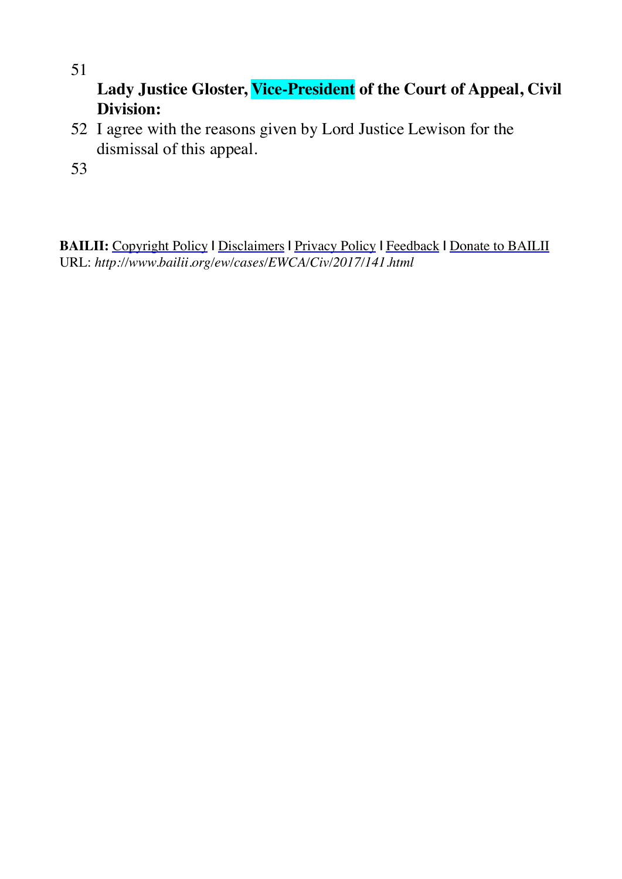51

**Lady Justice Gloster, Vice-President of the Court of Appeal, Civil Division:**

52 I agree with the reasons given by Lord Justice Lewison for the dismissal of this appeal.

53

**BAILII:** Copyright Policy | Disclaimers | Privacy Policy | Feedback | Donate to BAILII
URL: *http://www.bailii.org/ew/cases/EWCA/Civ/2017/141.html*